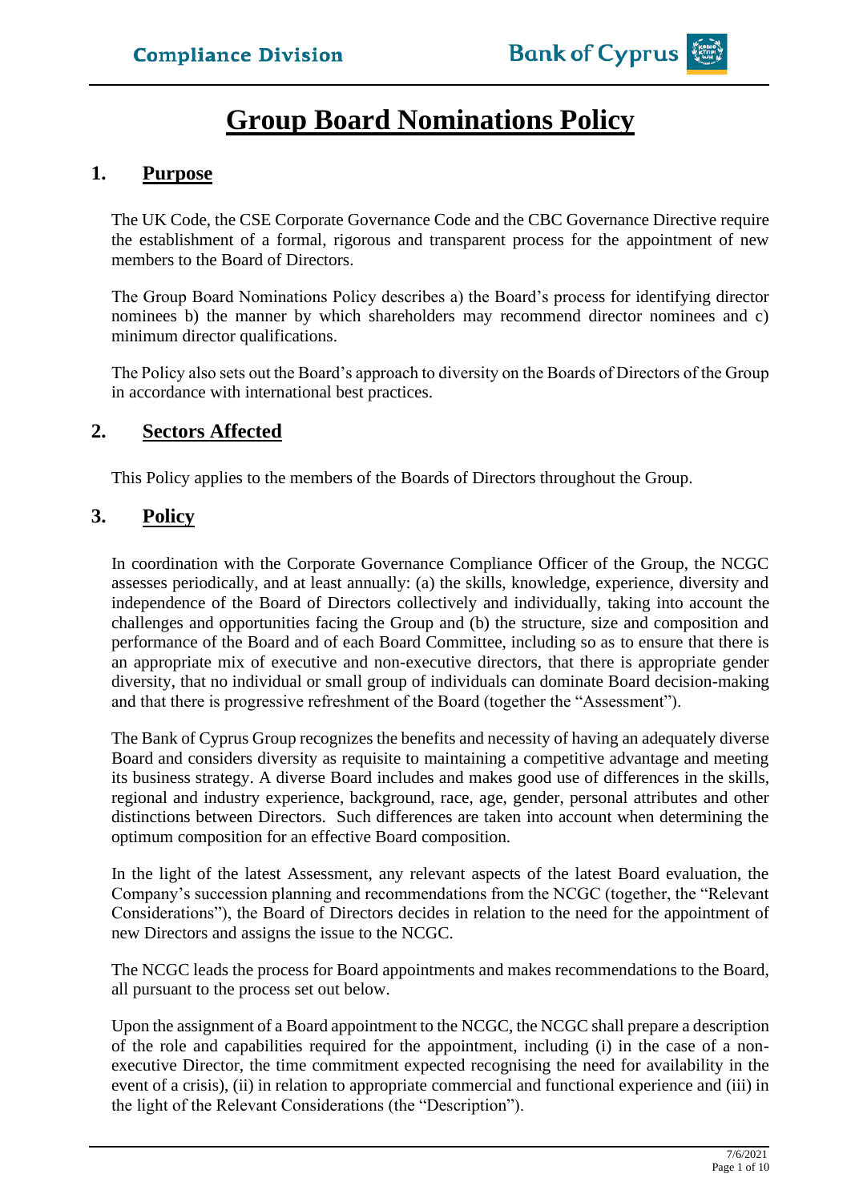# Group Board Nominations Policy

## 1. Purpose

The UK Code, the CSE Corporate Governance Code and the CBC Governance Directive require the establishment of a formal, rigorous and transparent process for the appointment of new members to the Board of Directors.

The Group Board Nominations Policy describes a) the Board's process for identifying director nominees b) the manner by which shareholders may recommend director nominees and c) minimum director qualifications.

The Policy also sets out the Board's approach to diversity on the Boards of Directors of the Group in accordance with international best practices.

## 2. Sectors Affected

This Policy applies to the members of the Boards of Directors throughout the Group.

## 3. Policy

In coordination with the Corporate Governance Compliance Officer of the Group, the NCGC assesses periodically, and at least annually: (a) the skills, knowledge, experience, diversity and independence of the Board of Directors collectively and individually, taking into account the challenges and opportunities facing the Group and (b) the structure, size and composition and performance of the Board and of each Board Committee, including so as to ensure that there is an appropriate mix of executive and non-executive directors, that there is appropriate gender diversity, that no individual or small group of individuals can dominate Board decision-making and that there is progressive refreshment of the Board (together the "Assessment").

The Bank of Cyprus Group recognizes the benefits and necessity of having an adequately diverse Board and considers diversity as requisite to maintaining a competitive advantage and meeting its business strategy. A diverse Board includes and makes good use of differences in the skills, regional and industry experience, background, race, age, gender, personal attributes and other distinctions between Directors. Such differences are taken into account when determining the optimum composition for an effective Board composition.

In the light of the latest Assessment, any relevant aspects of the latest Board evaluation, the Company's succession planning and recommendations from the NCGC (together, the "Relevant Considerations"), the Board of Directors decides in relation to the need for the appointment of new Directors and assigns the issue to the NCGC.

The NCGC leads the process for Board appointments and makes recommendations to the Board, all pursuant to the process set out below.

Upon the assignment of a Board appointment to the NCGC, the NCGC shall prepare a description of the role and capabilities required for the appointment, including (i) in the case of a non-executive Director, the time commitment expected recognising the need for availability in the event of a crisis), (ii) in relation to appropriate commercial and functional experience and (iii) in the light of the Relevant Considerations (the "Description").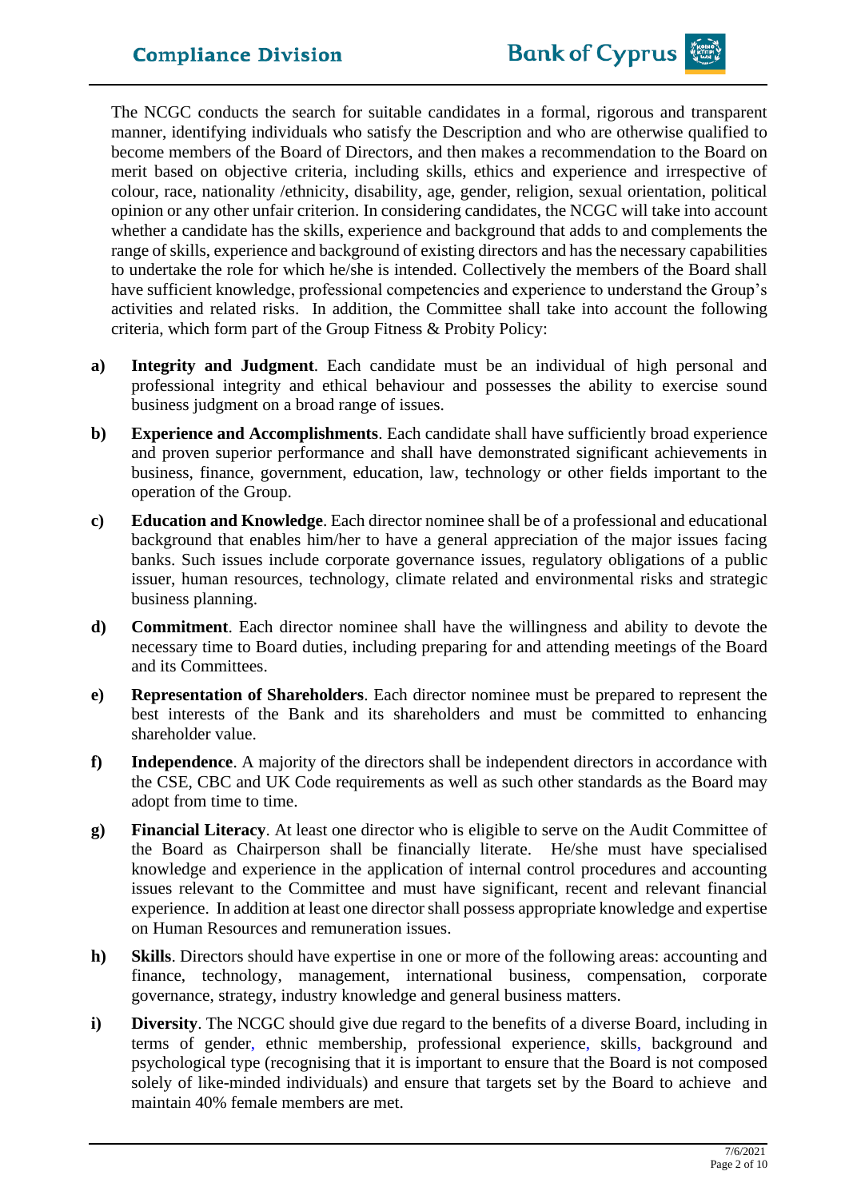The NCGC conducts the search for suitable candidates in a formal, rigorous and transparent manner, identifying individuals who satisfy the Description and who are otherwise qualified to become members of the Board of Directors, and then makes a recommendation to the Board on merit based on objective criteria, including skills, ethics and experience and irrespective of colour, race, nationality /ethnicity, disability, age, gender, religion, sexual orientation, political opinion or any other unfair criterion. In considering candidates, the NCGC will take into account whether a candidate has the skills, experience and background that adds to and complements the range of skills, experience and background of existing directors and has the necessary capabilities to undertake the role for which he/she is intended. Collectively the members of the Board shall have sufficient knowledge, professional competencies and experience to understand the Group's activities and related risks. In addition, the Committee shall take into account the following criteria, which form part of the Group Fitness & Probity Policy:

a) **Integrity and Judgment**. Each candidate must be an individual of high personal and professional integrity and ethical behaviour and possesses the ability to exercise sound business judgment on a broad range of issues.

b) **Experience and Accomplishments**. Each candidate shall have sufficiently broad experience and proven superior performance and shall have demonstrated significant achievements in business, finance, government, education, law, technology or other fields important to the operation of the Group.

c) **Education and Knowledge**. Each director nominee shall be of a professional and educational background that enables him/her to have a general appreciation of the major issues facing banks. Such issues include corporate governance issues, regulatory obligations of a public issuer, human resources, technology, climate related and environmental risks and strategic business planning.

d) **Commitment**. Each director nominee shall have the willingness and ability to devote the necessary time to Board duties, including preparing for and attending meetings of the Board and its Committees.

e) **Representation of Shareholders**. Each director nominee must be prepared to represent the best interests of the Bank and its shareholders and must be committed to enhancing shareholder value.

f) **Independence**. A majority of the directors shall be independent directors in accordance with the CSE, CBC and UK Code requirements as well as such other standards as the Board may adopt from time to time.

g) **Financial Literacy**. At least one director who is eligible to serve on the Audit Committee of the Board as Chairperson shall be financially literate. He/she must have specialised knowledge and experience in the application of internal control procedures and accounting issues relevant to the Committee and must have significant, recent and relevant financial experience. In addition at least one director shall possess appropriate knowledge and expertise on Human Resources and remuneration issues.

h) **Skills**. Directors should have expertise in one or more of the following areas: accounting and finance, technology, management, international business, compensation, corporate governance, strategy, industry knowledge and general business matters.

i) **Diversity**. The NCGC should give due regard to the benefits of a diverse Board, including in terms of gender, ethnic membership, professional experience, skills, background and psychological type (recognising that it is important to ensure that the Board is not composed solely of like-minded individuals) and ensure that targets set by the Board to achieve and maintain 40% female members are met.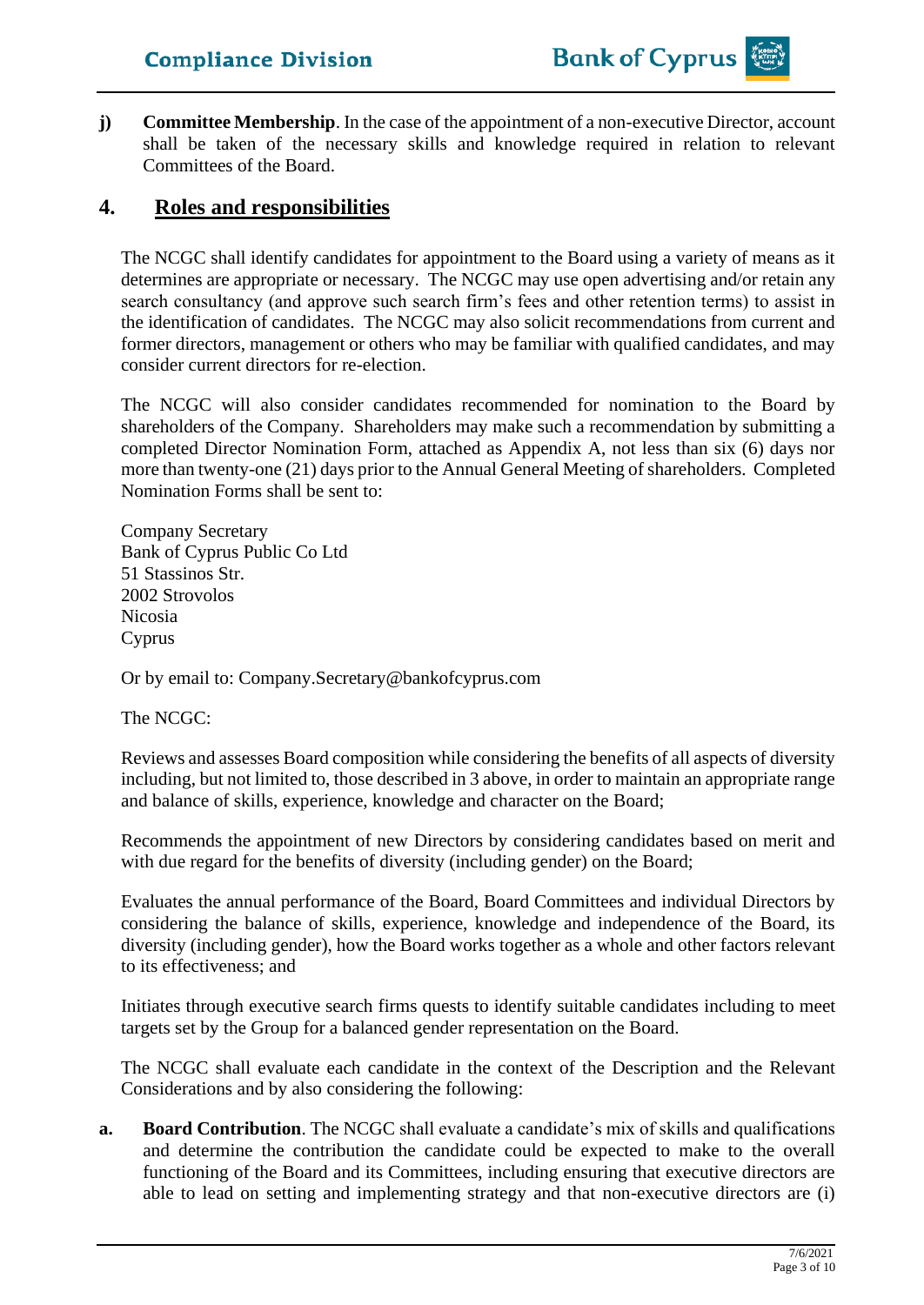**j)** **Committee Membership**. In the case of the appointment of a non-executive Director, account shall be taken of the necessary skills and knowledge required in relation to relevant Committees of the Board.

## 4. Roles and responsibilities

The NCGC shall identify candidates for appointment to the Board using a variety of means as it determines are appropriate or necessary. The NCGC may use open advertising and/or retain any search consultancy (and approve such search firm's fees and other retention terms) to assist in the identification of candidates. The NCGC may also solicit recommendations from current and former directors, management or others who may be familiar with qualified candidates, and may consider current directors for re-election.

The NCGC will also consider candidates recommended for nomination to the Board by shareholders of the Company. Shareholders may make such a recommendation by submitting a completed Director Nomination Form, attached as Appendix A, not less than six (6) days nor more than twenty-one (21) days prior to the Annual General Meeting of shareholders. Completed Nomination Forms shall be sent to:

Company Secretary
Bank of Cyprus Public Co Ltd
51 Stassinos Str.
2002 Strovolos
Nicosia
Cyprus

Or by email to: Company.Secretary@bankofcyprus.com

The NCGC:

Reviews and assesses Board composition while considering the benefits of all aspects of diversity including, but not limited to, those described in 3 above, in order to maintain an appropriate range and balance of skills, experience, knowledge and character on the Board;

Recommends the appointment of new Directors by considering candidates based on merit and with due regard for the benefits of diversity (including gender) on the Board;

Evaluates the annual performance of the Board, Board Committees and individual Directors by considering the balance of skills, experience, knowledge and independence of the Board, its diversity (including gender), how the Board works together as a whole and other factors relevant to its effectiveness; and

Initiates through executive search firms quests to identify suitable candidates including to meet targets set by the Group for a balanced gender representation on the Board.

The NCGC shall evaluate each candidate in the context of the Description and the Relevant Considerations and by also considering the following:

**a.** **Board Contribution**. The NCGC shall evaluate a candidate's mix of skills and qualifications and determine the contribution the candidate could be expected to make to the overall functioning of the Board and its Committees, including ensuring that executive directors are able to lead on setting and implementing strategy and that non-executive directors are (i)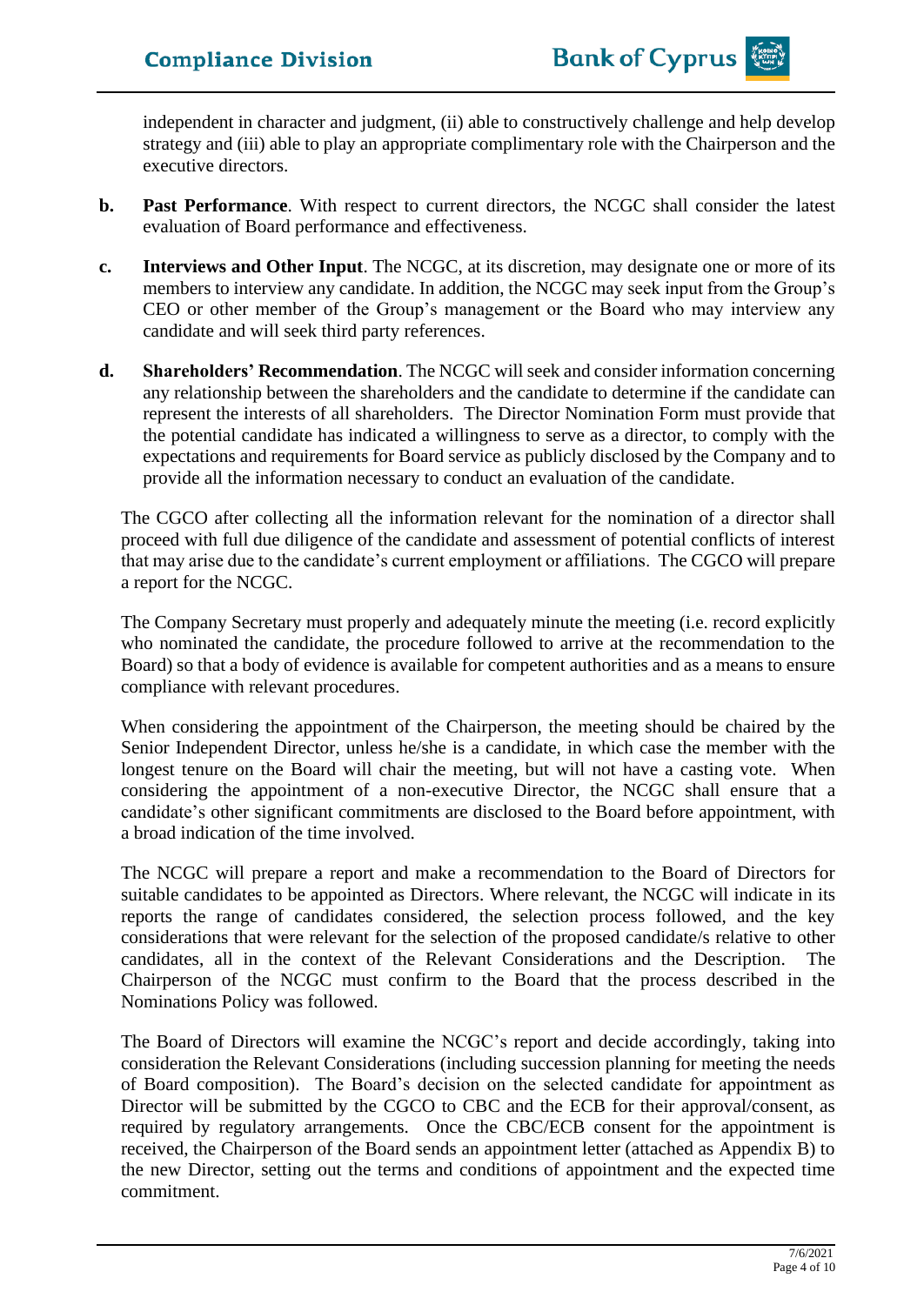independent in character and judgment, (ii) able to constructively challenge and help develop strategy and (iii) able to play an appropriate complimentary role with the Chairperson and the executive directors.

**b. Past Performance**. With respect to current directors, the NCGC shall consider the latest evaluation of Board performance and effectiveness.

**c. Interviews and Other Input**. The NCGC, at its discretion, may designate one or more of its members to interview any candidate. In addition, the NCGC may seek input from the Group's CEO or other member of the Group's management or the Board who may interview any candidate and will seek third party references.

**d. Shareholders' Recommendation**. The NCGC will seek and consider information concerning any relationship between the shareholders and the candidate to determine if the candidate can represent the interests of all shareholders. The Director Nomination Form must provide that the potential candidate has indicated a willingness to serve as a director, to comply with the expectations and requirements for Board service as publicly disclosed by the Company and to provide all the information necessary to conduct an evaluation of the candidate.

The CGCO after collecting all the information relevant for the nomination of a director shall proceed with full due diligence of the candidate and assessment of potential conflicts of interest that may arise due to the candidate's current employment or affiliations. The CGCO will prepare a report for the NCGC.

The Company Secretary must properly and adequately minute the meeting (i.e. record explicitly who nominated the candidate, the procedure followed to arrive at the recommendation to the Board) so that a body of evidence is available for competent authorities and as a means to ensure compliance with relevant procedures.

When considering the appointment of the Chairperson, the meeting should be chaired by the Senior Independent Director, unless he/she is a candidate, in which case the member with the longest tenure on the Board will chair the meeting, but will not have a casting vote. When considering the appointment of a non-executive Director, the NCGC shall ensure that a candidate's other significant commitments are disclosed to the Board before appointment, with a broad indication of the time involved.

The NCGC will prepare a report and make a recommendation to the Board of Directors for suitable candidates to be appointed as Directors. Where relevant, the NCGC will indicate in its reports the range of candidates considered, the selection process followed, and the key considerations that were relevant for the selection of the proposed candidate/s relative to other candidates, all in the context of the Relevant Considerations and the Description. The Chairperson of the NCGC must confirm to the Board that the process described in the Nominations Policy was followed.

The Board of Directors will examine the NCGC's report and decide accordingly, taking into consideration the Relevant Considerations (including succession planning for meeting the needs of Board composition). The Board's decision on the selected candidate for appointment as Director will be submitted by the CGCO to CBC and the ECB for their approval/consent, as required by regulatory arrangements. Once the CBC/ECB consent for the appointment is received, the Chairperson of the Board sends an appointment letter (attached as Appendix B) to the new Director, setting out the terms and conditions of appointment and the expected time commitment.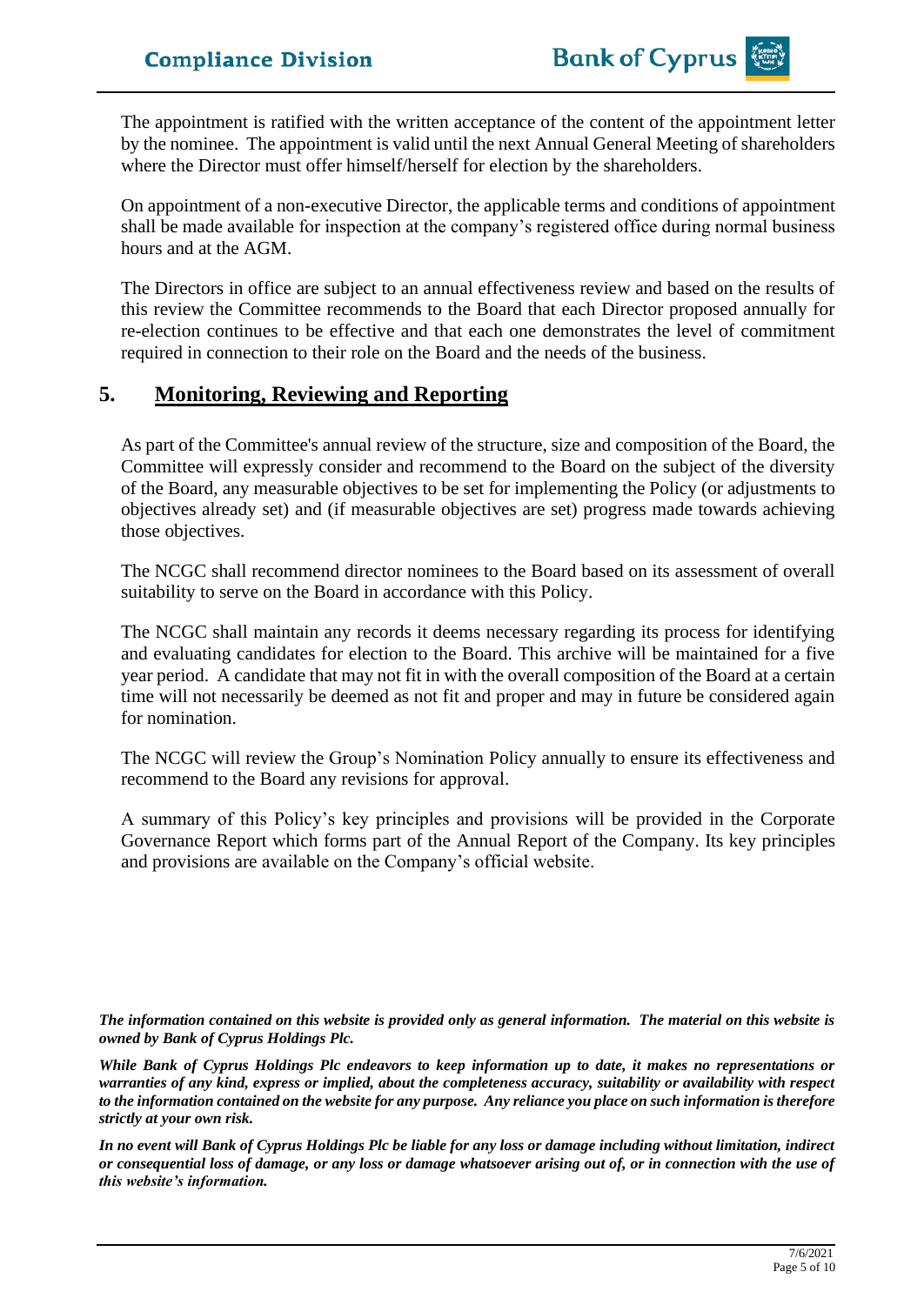The appointment is ratified with the written acceptance of the content of the appointment letter by the nominee. The appointment is valid until the next Annual General Meeting of shareholders where the Director must offer himself/herself for election by the shareholders.

On appointment of a non-executive Director, the applicable terms and conditions of appointment shall be made available for inspection at the company's registered office during normal business hours and at the AGM.

The Directors in office are subject to an annual effectiveness review and based on the results of this review the Committee recommends to the Board that each Director proposed annually for re-election continues to be effective and that each one demonstrates the level of commitment required in connection to their role on the Board and the needs of the business.

## 5. Monitoring, Reviewing and Reporting

As part of the Committee's annual review of the structure, size and composition of the Board, the Committee will expressly consider and recommend to the Board on the subject of the diversity of the Board, any measurable objectives to be set for implementing the Policy (or adjustments to objectives already set) and (if measurable objectives are set) progress made towards achieving those objectives.

The NCGC shall recommend director nominees to the Board based on its assessment of overall suitability to serve on the Board in accordance with this Policy.

The NCGC shall maintain any records it deems necessary regarding its process for identifying and evaluating candidates for election to the Board. This archive will be maintained for a five year period. A candidate that may not fit in with the overall composition of the Board at a certain time will not necessarily be deemed as not fit and proper and may in future be considered again for nomination.

The NCGC will review the Group's Nomination Policy annually to ensure its effectiveness and recommend to the Board any revisions for approval.

A summary of this Policy's key principles and provisions will be provided in the Corporate Governance Report which forms part of the Annual Report of the Company. Its key principles and provisions are available on the Company's official website.

***The information contained on this website is provided only as general information. The material on this website is owned by Bank of Cyprus Holdings Plc.***

***While Bank of Cyprus Holdings Plc endeavors to keep information up to date, it makes no representations or warranties of any kind, express or implied, about the completeness accuracy, suitability or availability with respect to the information contained on the website for any purpose. Any reliance you place on such information is therefore strictly at your own risk.***

***In no event will Bank of Cyprus Holdings Plc be liable for any loss or damage including without limitation, indirect or consequential loss of damage, or any loss or damage whatsoever arising out of, or in connection with the use of this website's information.***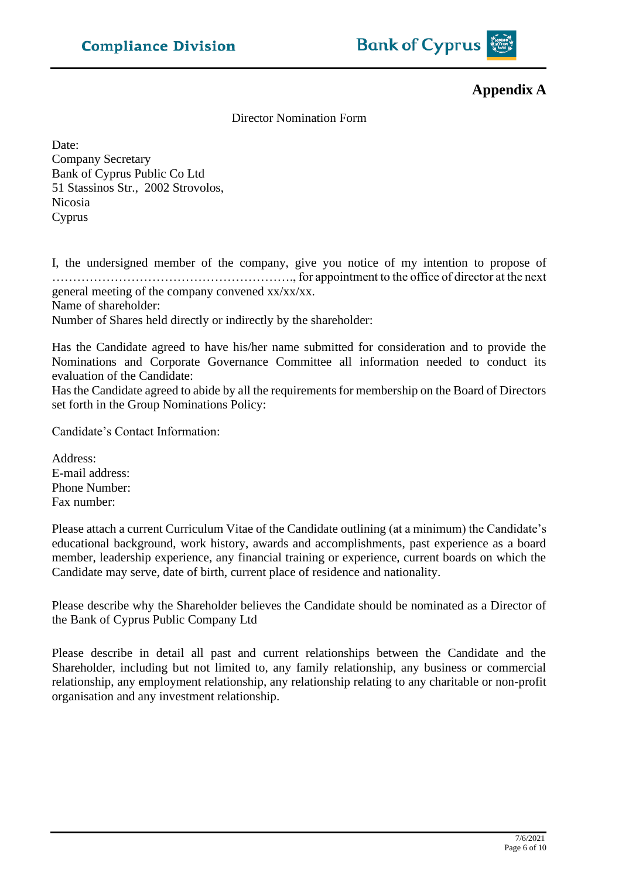## Appendix A

Director Nomination Form

Date:
Company Secretary
Bank of Cyprus Public Co Ltd
51 Stassinos Str., 2002 Strovolos,
Nicosia
Cyprus

I, the undersigned member of the company, give you notice of my intention to propose of ………………………………………………., for appointment to the office of director at the next general meeting of the company convened xx/xx/xx.
Name of shareholder:
Number of Shares held directly or indirectly by the shareholder:

Has the Candidate agreed to have his/her name submitted for consideration and to provide the Nominations and Corporate Governance Committee all information needed to conduct its evaluation of the Candidate:
Has the Candidate agreed to abide by all the requirements for membership on the Board of Directors set forth in the Group Nominations Policy:

Candidate's Contact Information:

Address:
E-mail address:
Phone Number:
Fax number:

Please attach a current Curriculum Vitae of the Candidate outlining (at a minimum) the Candidate's educational background, work history, awards and accomplishments, past experience as a board member, leadership experience, any financial training or experience, current boards on which the Candidate may serve, date of birth, current place of residence and nationality.

Please describe why the Shareholder believes the Candidate should be nominated as a Director of the Bank of Cyprus Public Company Ltd

Please describe in detail all past and current relationships between the Candidate and the Shareholder, including but not limited to, any family relationship, any business or commercial relationship, any employment relationship, any relationship relating to any charitable or non-profit organisation and any investment relationship.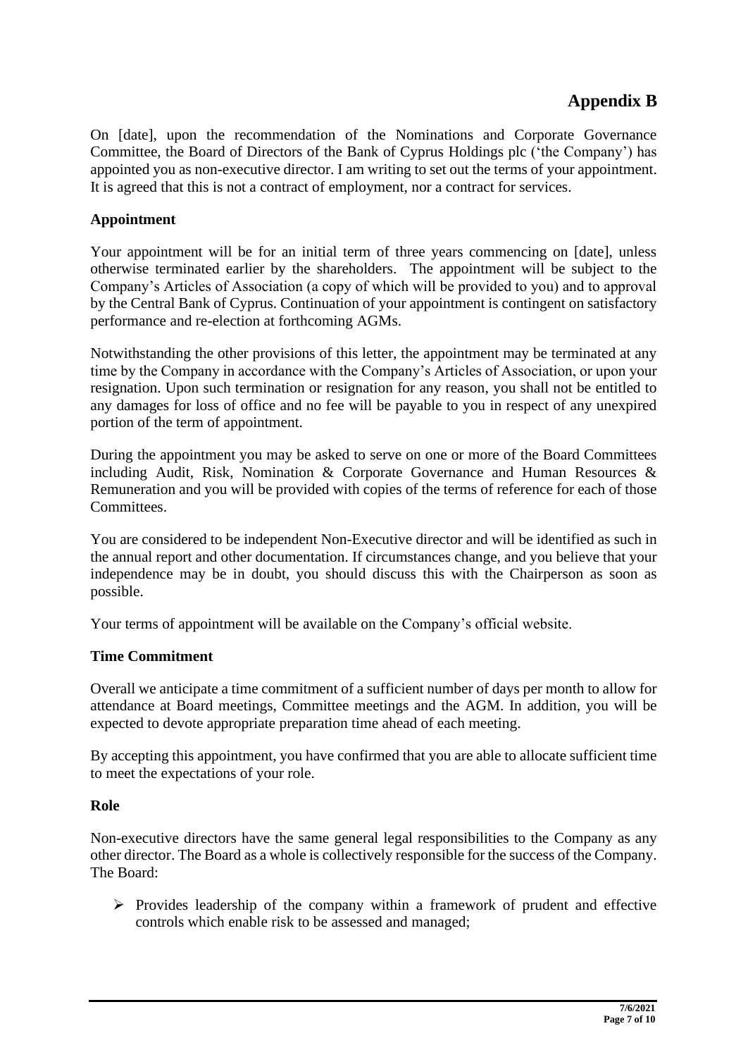# Appendix B

On [date], upon the recommendation of the Nominations and Corporate Governance Committee, the Board of Directors of the Bank of Cyprus Holdings plc ('the Company') has appointed you as non-executive director. I am writing to set out the terms of your appointment. It is agreed that this is not a contract of employment, nor a contract for services.

**Appointment**

Your appointment will be for an initial term of three years commencing on [date], unless otherwise terminated earlier by the shareholders. The appointment will be subject to the Company's Articles of Association (a copy of which will be provided to you) and to approval by the Central Bank of Cyprus. Continuation of your appointment is contingent on satisfactory performance and re-election at forthcoming AGMs.

Notwithstanding the other provisions of this letter, the appointment may be terminated at any time by the Company in accordance with the Company's Articles of Association, or upon your resignation. Upon such termination or resignation for any reason, you shall not be entitled to any damages for loss of office and no fee will be payable to you in respect of any unexpired portion of the term of appointment.

During the appointment you may be asked to serve on one or more of the Board Committees including Audit, Risk, Nomination & Corporate Governance and Human Resources & Remuneration and you will be provided with copies of the terms of reference for each of those Committees.

You are considered to be independent Non-Executive director and will be identified as such in the annual report and other documentation. If circumstances change, and you believe that your independence may be in doubt, you should discuss this with the Chairperson as soon as possible.

Your terms of appointment will be available on the Company's official website.

**Time Commitment**

Overall we anticipate a time commitment of a sufficient number of days per month to allow for attendance at Board meetings, Committee meetings and the AGM. In addition, you will be expected to devote appropriate preparation time ahead of each meeting.

By accepting this appointment, you have confirmed that you are able to allocate sufficient time to meet the expectations of your role.

**Role**

Non-executive directors have the same general legal responsibilities to the Company as any other director. The Board as a whole is collectively responsible for the success of the Company. The Board:

- Provides leadership of the company within a framework of prudent and effective controls which enable risk to be assessed and managed;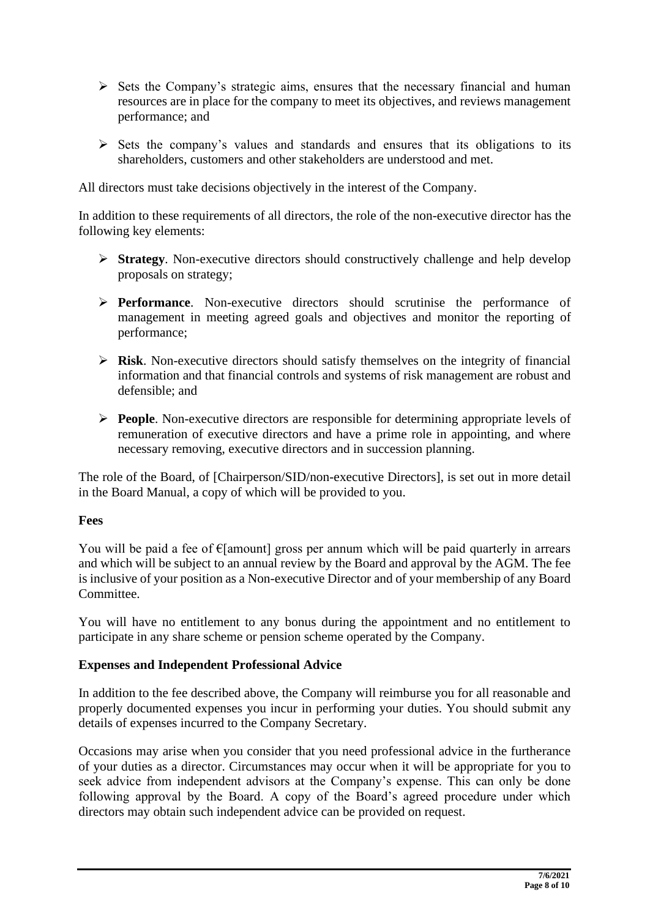- Sets the Company's strategic aims, ensures that the necessary financial and human resources are in place for the company to meet its objectives, and reviews management performance; and

- Sets the company's values and standards and ensures that its obligations to its shareholders, customers and other stakeholders are understood and met.

All directors must take decisions objectively in the interest of the Company.

In addition to these requirements of all directors, the role of the non-executive director has the following key elements:

- **Strategy**. Non-executive directors should constructively challenge and help develop proposals on strategy;

- **Performance**. Non-executive directors should scrutinise the performance of management in meeting agreed goals and objectives and monitor the reporting of performance;

- **Risk**. Non-executive directors should satisfy themselves on the integrity of financial information and that financial controls and systems of risk management are robust and defensible; and

- **People**. Non-executive directors are responsible for determining appropriate levels of remuneration of executive directors and have a prime role in appointing, and where necessary removing, executive directors and in succession planning.

The role of the Board, of [Chairperson/SID/non-executive Directors], is set out in more detail in the Board Manual, a copy of which will be provided to you.

**Fees**

You will be paid a fee of €[amount] gross per annum which will be paid quarterly in arrears and which will be subject to an annual review by the Board and approval by the AGM. The fee is inclusive of your position as a Non-executive Director and of your membership of any Board Committee.

You will have no entitlement to any bonus during the appointment and no entitlement to participate in any share scheme or pension scheme operated by the Company.

**Expenses and Independent Professional Advice**

In addition to the fee described above, the Company will reimburse you for all reasonable and properly documented expenses you incur in performing your duties. You should submit any details of expenses incurred to the Company Secretary.

Occasions may arise when you consider that you need professional advice in the furtherance of your duties as a director. Circumstances may occur when it will be appropriate for you to seek advice from independent advisors at the Company's expense. This can only be done following approval by the Board. A copy of the Board's agreed procedure under which directors may obtain such independent advice can be provided on request.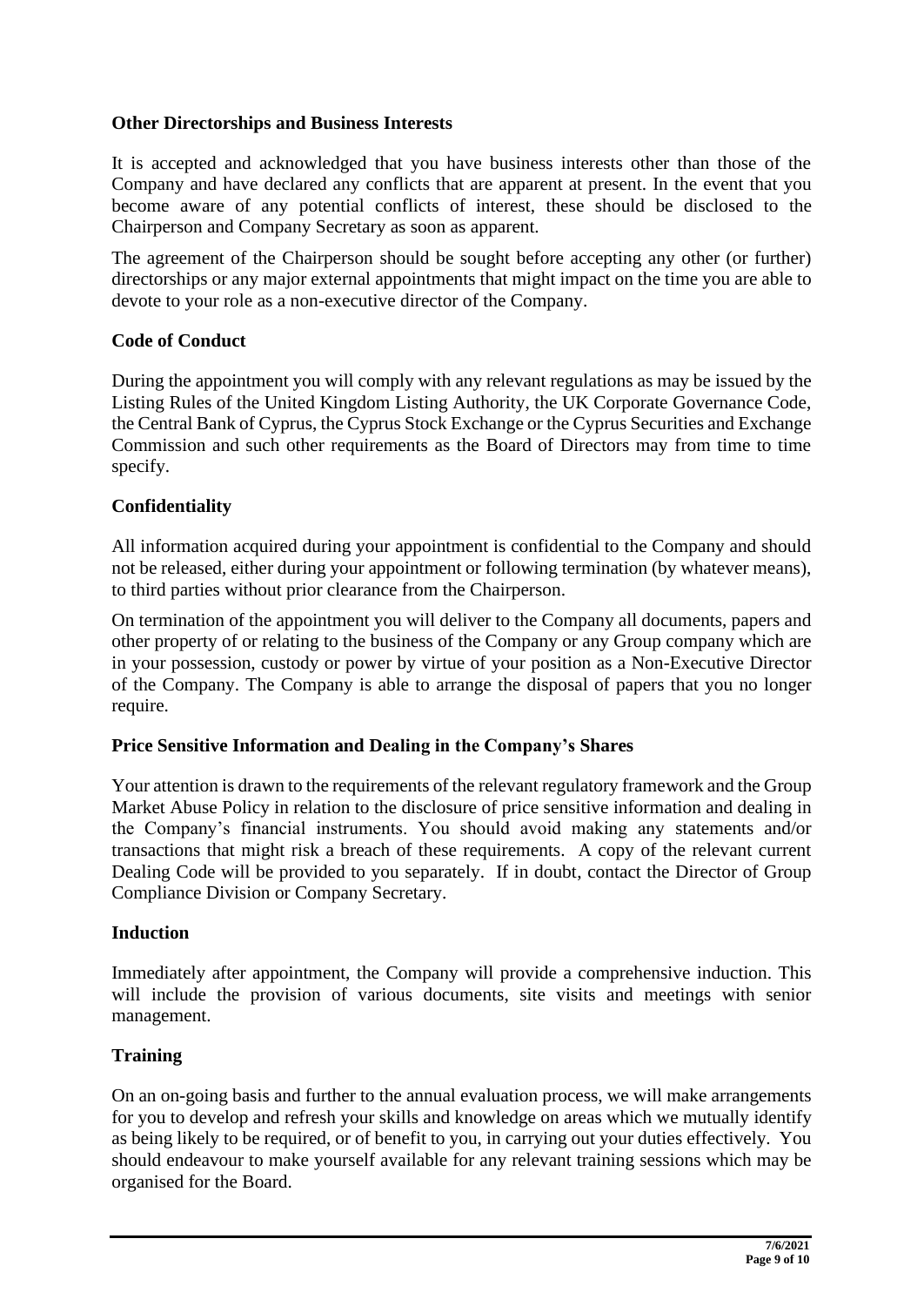## Other Directorships and Business Interests

It is accepted and acknowledged that you have business interests other than those of the Company and have declared any conflicts that are apparent at present. In the event that you become aware of any potential conflicts of interest, these should be disclosed to the Chairperson and Company Secretary as soon as apparent.

The agreement of the Chairperson should be sought before accepting any other (or further) directorships or any major external appointments that might impact on the time you are able to devote to your role as a non-executive director of the Company.

## Code of Conduct

During the appointment you will comply with any relevant regulations as may be issued by the Listing Rules of the United Kingdom Listing Authority, the UK Corporate Governance Code, the Central Bank of Cyprus, the Cyprus Stock Exchange or the Cyprus Securities and Exchange Commission and such other requirements as the Board of Directors may from time to time specify.

## Confidentiality

All information acquired during your appointment is confidential to the Company and should not be released, either during your appointment or following termination (by whatever means), to third parties without prior clearance from the Chairperson.

On termination of the appointment you will deliver to the Company all documents, papers and other property of or relating to the business of the Company or any Group company which are in your possession, custody or power by virtue of your position as a Non-Executive Director of the Company. The Company is able to arrange the disposal of papers that you no longer require.

## Price Sensitive Information and Dealing in the Company's Shares

Your attention is drawn to the requirements of the relevant regulatory framework and the Group Market Abuse Policy in relation to the disclosure of price sensitive information and dealing in the Company's financial instruments. You should avoid making any statements and/or transactions that might risk a breach of these requirements. A copy of the relevant current Dealing Code will be provided to you separately. If in doubt, contact the Director of Group Compliance Division or Company Secretary.

## Induction

Immediately after appointment, the Company will provide a comprehensive induction. This will include the provision of various documents, site visits and meetings with senior management.

## Training

On an on-going basis and further to the annual evaluation process, we will make arrangements for you to develop and refresh your skills and knowledge on areas which we mutually identify as being likely to be required, or of benefit to you, in carrying out your duties effectively. You should endeavour to make yourself available for any relevant training sessions which may be organised for the Board.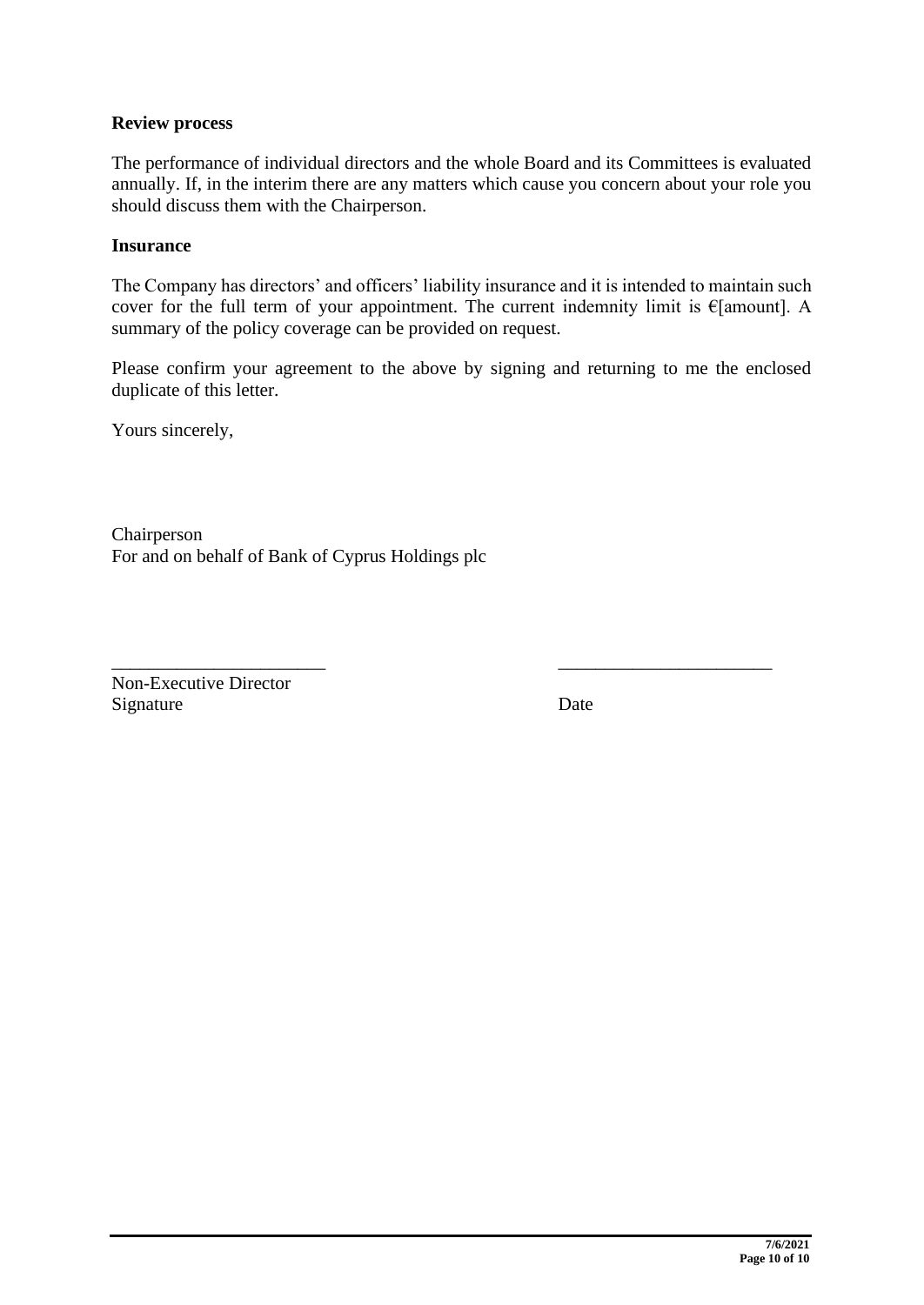**Review process**

The performance of individual directors and the whole Board and its Committees is evaluated annually. If, in the interim there are any matters which cause you concern about your role you should discuss them with the Chairperson.

**Insurance**

The Company has directors' and officers' liability insurance and it is intended to maintain such cover for the full term of your appointment. The current indemnity limit is €[amount]. A summary of the policy coverage can be provided on request.

Please confirm your agreement to the above by signing and returning to me the enclosed duplicate of this letter.

Yours sincerely,

Chairperson
For and on behalf of Bank of Cyprus Holdings plc

_______________________ _______________________

Non-Executive Director
Signature Date